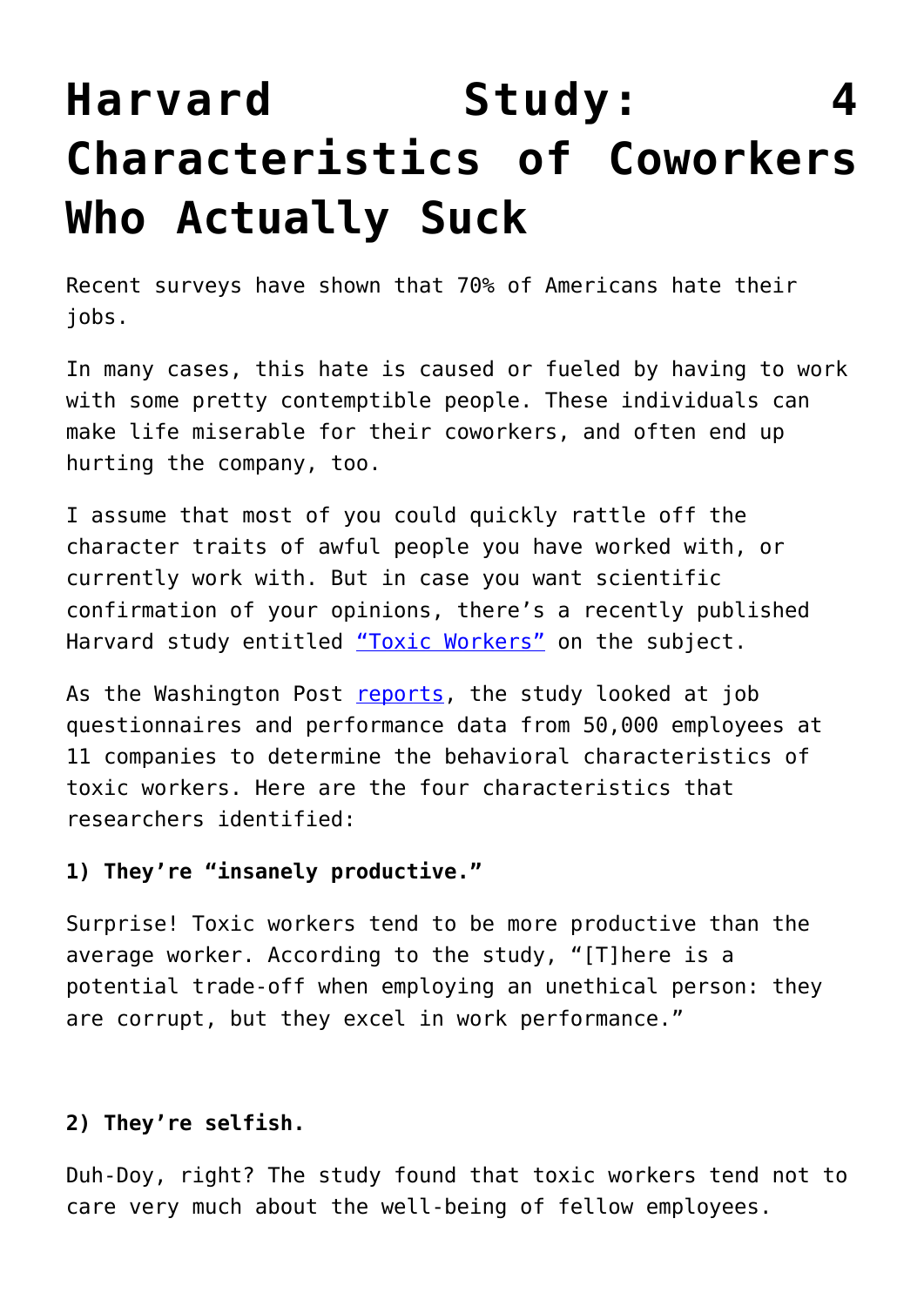# Harvard Study: 4 Characteristics of Coworkers Who Actually Suck

Recent surveys have shown that 70% of Americans hate their jobs.

In many cases, this hate is caused or fueled by having to work with some pretty contemptible people. These individuals can make life miserable for their coworkers, and often end up hurting the company, too.

I assume that most of you could quickly rattle off the character traits of awful people you have worked with, or currently work with. But in case you want scientific confirmation of your opinions, there's a recently published Harvard study entitled "Toxic Workers" on the subject.

As the Washington Post reports, the study looked at job questionnaires and performance data from 50,000 employees at 11 companies to determine the behavioral characteristics of toxic workers. Here are the four characteristics that researchers identified:

**1) They're "insanely productive."**

Surprise! Toxic workers tend to be more productive than the average worker. According to the study, "[T]here is a potential trade-off when employing an unethical person: they are corrupt, but they excel in work performance."

**2) They're selfish.**

Duh-Doy, right? The study found that toxic workers tend not to care very much about the well-being of fellow employees.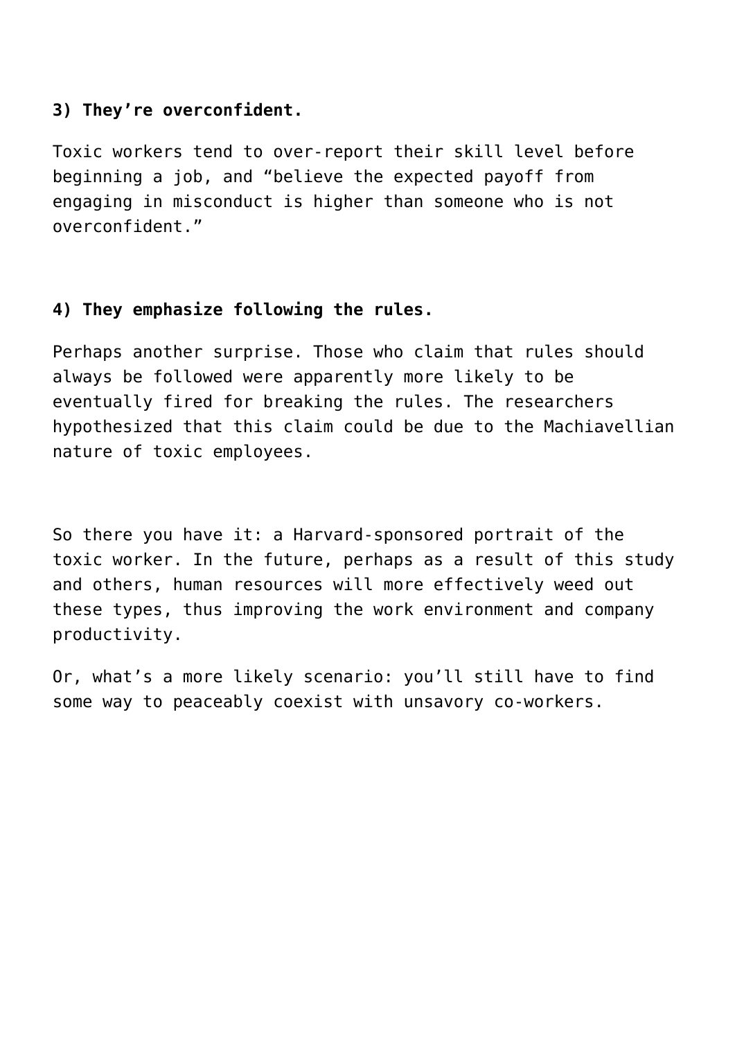**3) They're overconfident.**

Toxic workers tend to over-report their skill level before beginning a job, and "believe the expected payoff from engaging in misconduct is higher than someone who is not overconfident."

**4) They emphasize following the rules.**

Perhaps another surprise. Those who claim that rules should always be followed were apparently more likely to be eventually fired for breaking the rules. The researchers hypothesized that this claim could be due to the Machiavellian nature of toxic employees.

So there you have it: a Harvard-sponsored portrait of the toxic worker. In the future, perhaps as a result of this study and others, human resources will more effectively weed out these types, thus improving the work environment and company productivity.

Or, what's a more likely scenario: you'll still have to find some way to peaceably coexist with unsavory co-workers.